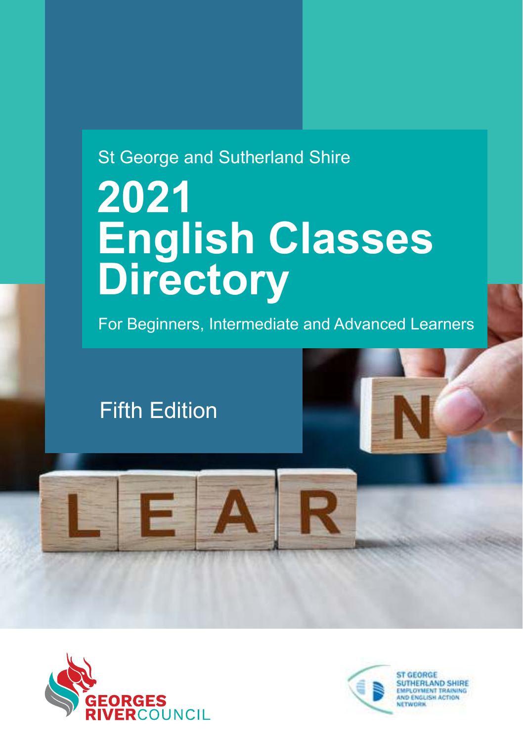St George and Sutherland Shire

# 2021 English Classes Directory

For Beginners, Intermediate and Advanced Learners

Fifth Edition

GEORGES RIVER COUNCIL

ST GEORGE SUTHERLAND SHIRE EMPLOYMENT TRAINING AND ENGLISH ACTION NETWORK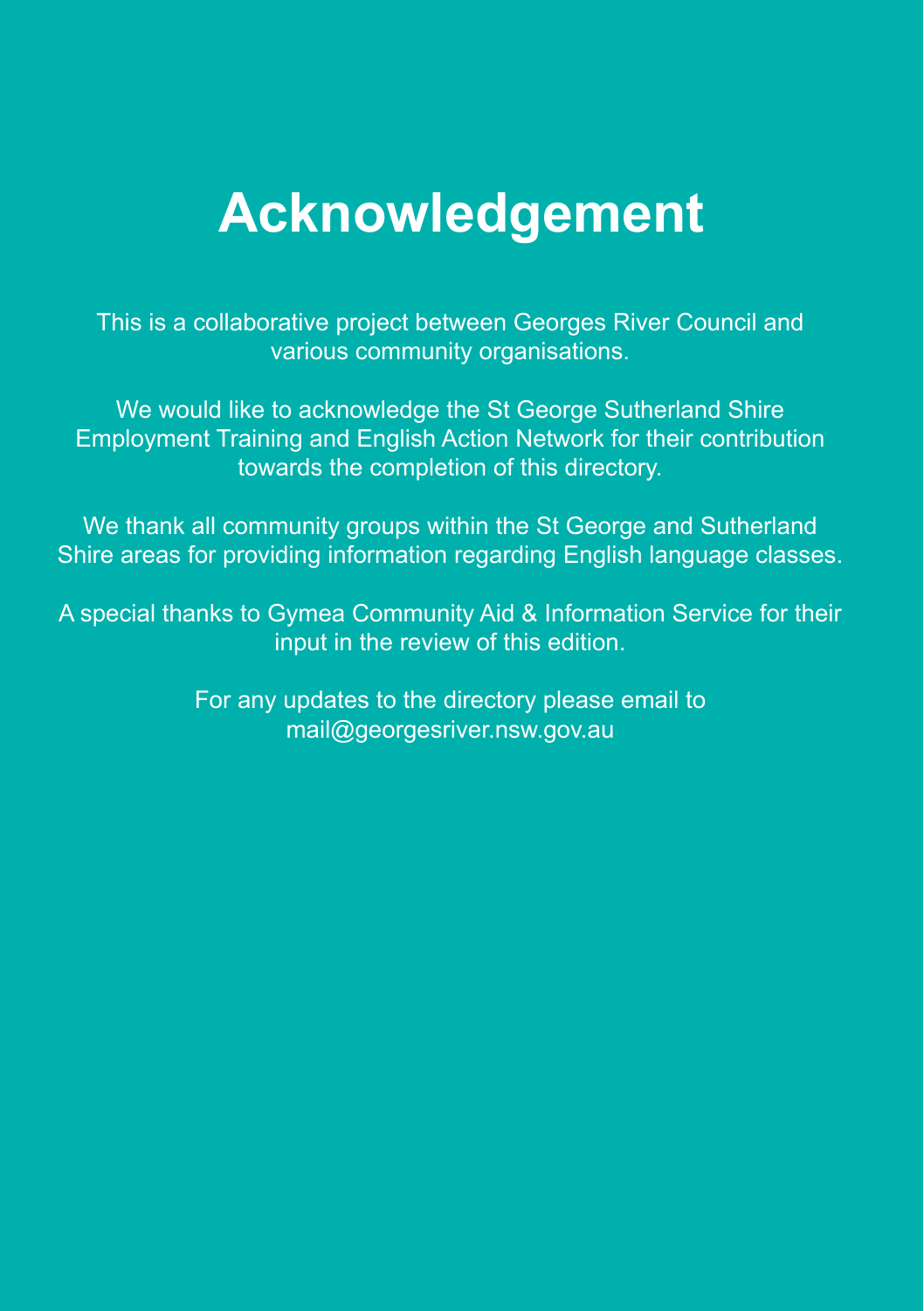# Acknowledgement

This is a collaborative project between Georges River Council and various community organisations.

We would like to acknowledge the St George Sutherland Shire Employment Training and English Action Network for their contribution towards the completion of this directory.

We thank all community groups within the St George and Sutherland Shire areas for providing information regarding English language classes.

A special thanks to Gymea Community Aid & Information Service for their input in the review of this edition.

For any updates to the directory please email to mail@georgesriver.nsw.gov.au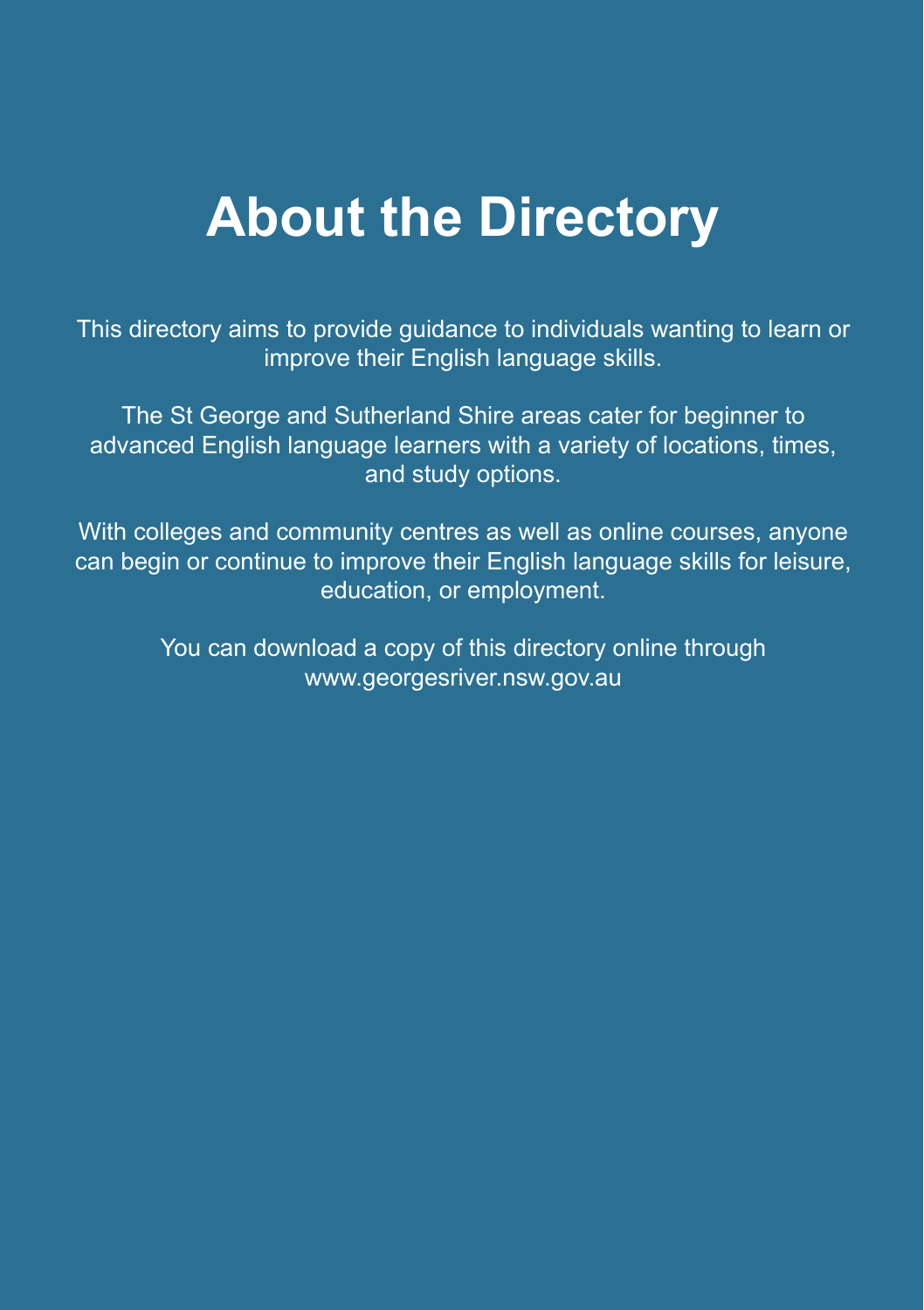# About the Directory

This directory aims to provide guidance to individuals wanting to learn or improve their English language skills.

The St George and Sutherland Shire areas cater for beginner to advanced English language learners with a variety of locations, times, and study options.

With colleges and community centres as well as online courses, anyone can begin or continue to improve their English language skills for leisure, education, or employment.

You can download a copy of this directory online through www.georgesriver.nsw.gov.au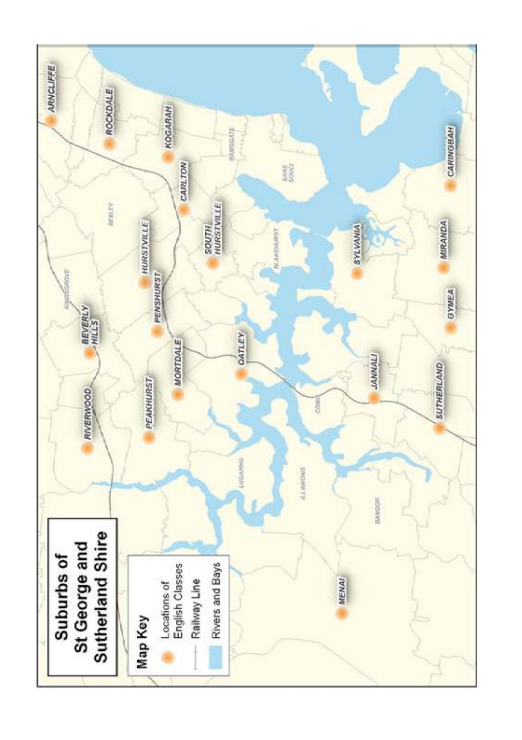# Suburbs of St George and Sutherland Shire

**Map Key**

- Locations of English Classes
- Railway Line
- Rivers and Bays

ARNCLIFFE

ROCKDALE

KOGARAH

CARLTON

RAMSGATE

SANS SOUCI

BEXLEY

HURSTVILLE

SOUTH HURSTVILLE

KINGSGROVE

BEVERLY HILLS

PENSHURST

BLAKEHURST

SYLVANIA

CARINGBAH

MIRANDA

GYMEA

OATLEY

MORTDALE

RIVERWOOD

PEAKHURST

JANNALI

COMO

SUTHERLAND

LUGARNO

ILLAWONG

BANGOR

MENAI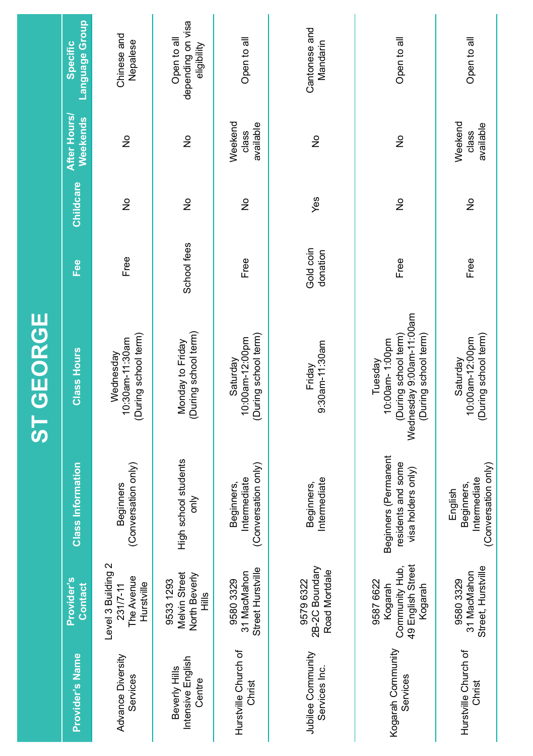# ST GEORGE

| Provider's Name | Provider's Contact | Class Information | Class Hours | Fee | Childcare | After Hours/ Weekends | Specific Language Group |
|---|---|---|---|---|---|---|---|
| Advance Diversity Services | Level 3 Building 2 231/7-11 The Avenue Hurstville | Beginners (Conversation only) | Wednesday 10:30am-11:30am (During school term) | Free | No | No | Chinese and Nepalese |
| Beverly Hills Intensive English Centre | 9533 1293 Melvin Street North Beverly Hills | High school students only | Monday to Friday (During school term) | School fees | No | No | Open to all depending on visa eligibility |
| Hurstville Church of Christ | 9580 3329 31 MacMahon Street Hurstville | Beginners, Intermediate (Conversation only) | Saturday 10:00am-12:00pm (During school term) | Free | No | Weekend class available | Open to all |
| Jubilee Community Services Inc. | 9579 6322 2B-2C Boundary Road Mortdale | Beginners, Intermediate | Friday 9:30am-11:30am | Gold coin donation | Yes | No | Cantonese and Mandarin |
| Kogarah Community Services | 9587 6622 Kogarah Community Hub, 49 English Street Kogarah | Beginners (Permanent residents and some visa holders only) | Tuesday 10:00am- 1:00pm (During school term) Wednesday 9:00am-11:00am (During school term) | Free | No | No | Open to all |
| Hurstville Church of Christ | 9580 3329 31 MacMahon Street, Hurstville | English Beginners, Intermediate (Conversation only) | Saturday 10:00am-12:00pm (During school term) | Free | No | Weekend class available | Open to all |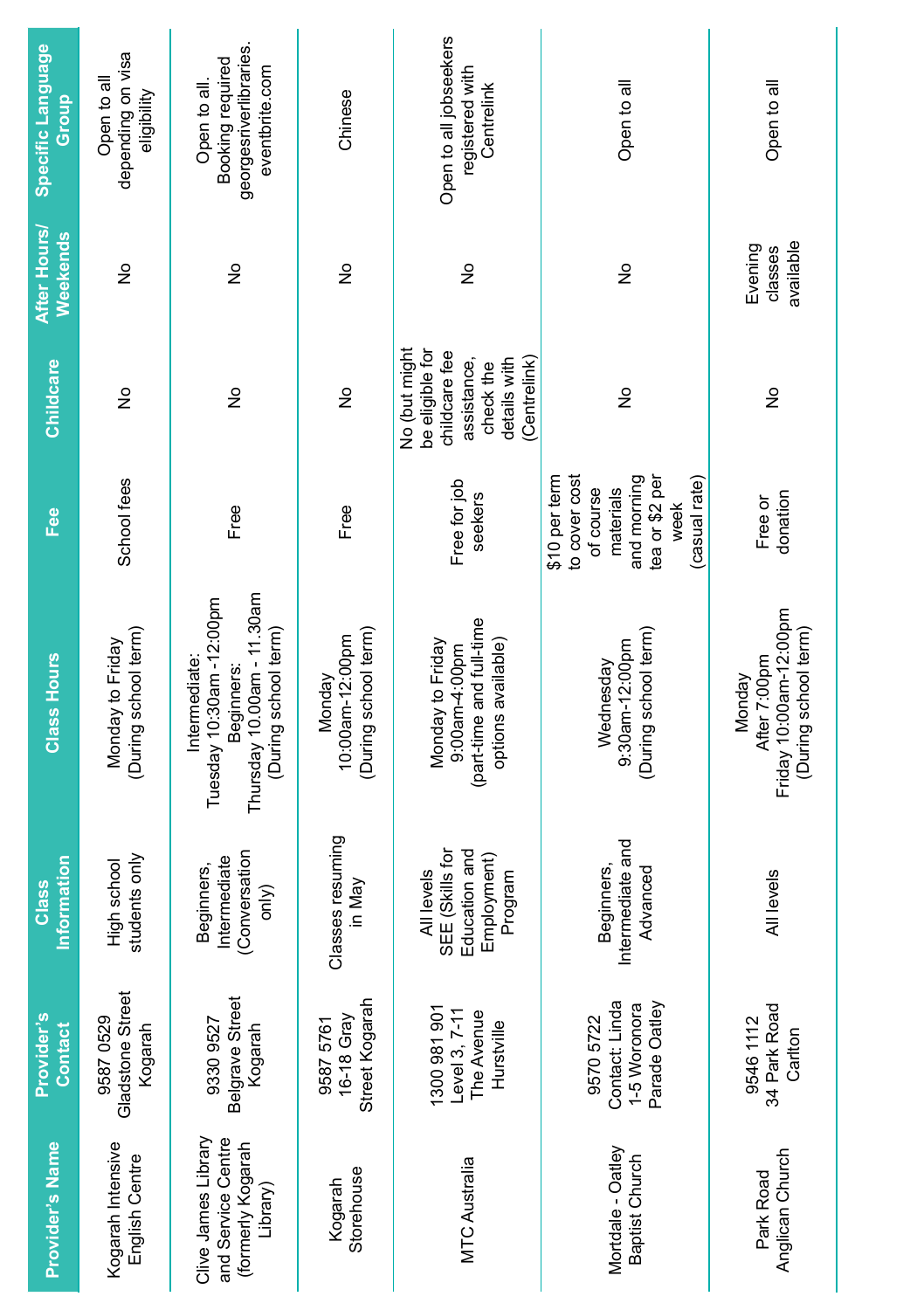| Provider's Name | Provider's Contact | Class Information | Class Hours | Fee | Childcare | After Hours/ Weekends | Specific Language Group |
|---|---|---|---|---|---|---|---|
| Kogarah Intensive English Centre | 9587 0529 Gladstone Street Kogarah | High school students only | Monday to Friday (During school term) | School fees | No | No | Open to all depending on visa eligibility |
| Clive James Library and Service Centre (formerly Kogarah Library) | 9330 9527 Belgrave Street Kogarah | Beginners, Intermediate (Conversation only) | Intermediate: Tuesday 10:30am -12:00pm Beginners: Thursday 10.00am - 11.30am (During school term) | Free | No | No | Open to all. Booking required georgesriverlibraries. eventbrite.com |
| Kogarah Storehouse | 9587 5761 16-18 Gray Street Kogarah | Classes resuming in May | Monday 10:00am-12:00pm (During school term) | Free | No | No | Chinese |
| MTC Australia | 1300 981 901 Level 3, 7-11 The Avenue Hurstville | All levels SEE (Skills for Education and Employment) Program | Monday to Friday 9:00am-4:00pm (part-time and full-time options available) | Free for job seekers | No (but might be eligible for childcare fee assistance, check the details with (Centrelink) | No | Open to all jobseekers registered with Centrelink |
| Mortdale - Oatley Baptist Church | 9570 5722 Contact: Linda 1-5 Woronora Parade Oatley | Beginners, Intermediate and Advanced | Wednesday 9:30am-12:00pm (During school term) | $10 per term to cover cost of course materials and morning tea or $2 per week (casual rate) | No | No | Open to all |
| Park Road Anglican Church | 9546 1112 34 Park Road Carlton | All levels | Monday After 7:00pm Friday 10:00am-12:00pm (During school term) | Free or donation | No | Evening classes available | Open to all |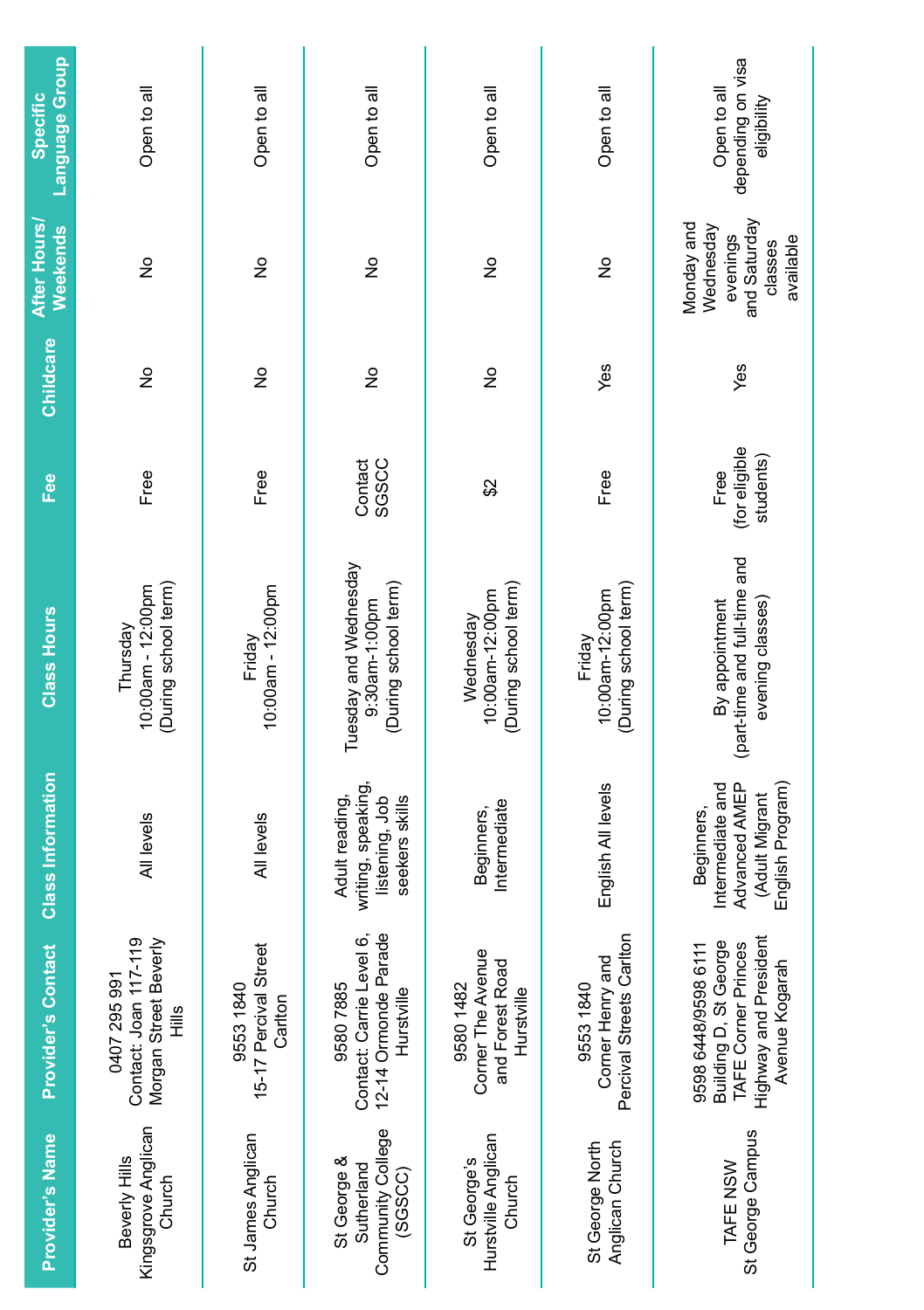| Provider's Name | Provider's Contact | Class Information | Class Hours | Fee | Childcare | After Hours/ Weekends | Specific Language Group |
|---|---|---|---|---|---|---|---|
| Beverly Hills Kingsgrove Anglican Church | 0407 295 991 Contact: Joan 117-119 Morgan Street Beverly Hills | All levels | Thursday 10:00am - 12:00pm (During school term) | Free | No | No | Open to all |
| St James Anglican Church | 9553 1840 15-17 Percival Street Carlton | All levels | Friday 10:00am - 12:00pm | Free | No | No | Open to all |
| St George & Sutherland Community College (SGSCC) | 9580 7885 Contact: Carrie Level 6, 12-14 Ormonde Parade Hurstville | Adult reading, writing, speaking, listening, Job seekers skills | Tuesday and Wednesday 9:30am-1:00pm (During school term) | Contact SGSCC | No | No | Open to all |
| St George's Hurstville Anglican Church | 9580 1482 Corner The Avenue and Forest Road Hurstville | Beginners, Intermediate | Wednesday 10:00am-12:00pm (During school term) | $2 | No | No | Open to all |
| St George North Anglican Church | 9553 1840 Corner Henry and Percival Streets Carlton | English All levels | Friday 10:00am-12:00pm (During school term) | Free | Yes | No | Open to all |
| TAFE NSW St George Campus | 9598 6448/9598 6111 Building D, St George TAFE Corner Princes Highway and President Avenue Kogarah | Beginners, Intermediate and Advanced AMEP (Adult Migrant English Program) | By appointment (part-time and full-time and evening classes) | Free (for eligible students) | Yes | Monday and Wednesday evenings and Saturday classes available | Open to all depending on visa eligibility |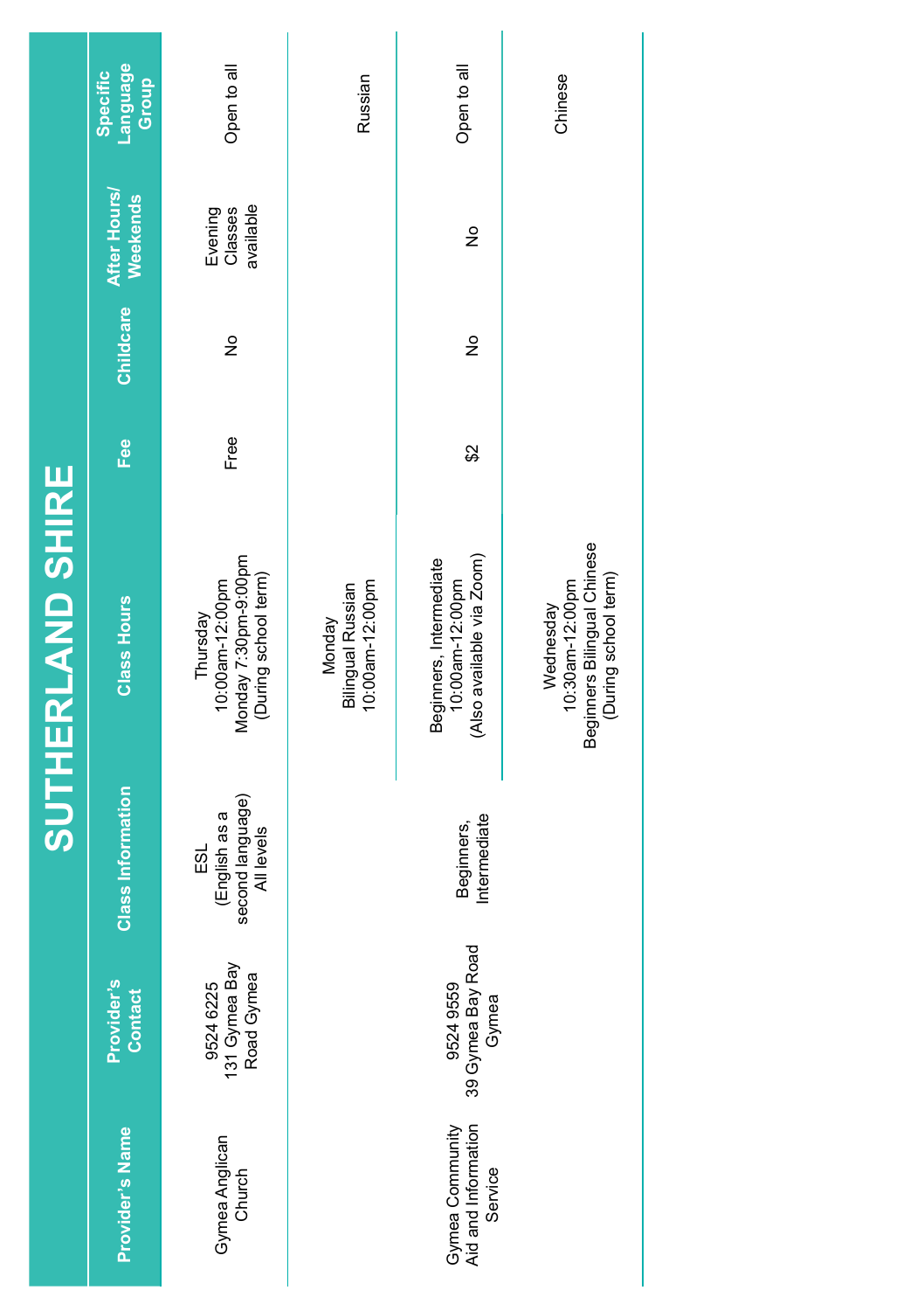# SUTHERLAND SHIRE

| Provider's Name | Provider's Contact | Class Information | Class Hours | Fee | Childcare | After Hours/ Weekends | Specific Language Group |
|---|---|---|---|---|---|---|---|
| Gymea Anglican Church | 9524 6225<br>131 Gymea Bay Road Gymea | ESL<br>(English as a second language)<br>All levels | Thursday<br>10:00am-12:00pm<br>Monday 7:30pm-9:00pm<br>(During school term) | Free | No | Evening Classes available | Open to all |
| | | | Monday<br>Bilingual Russian<br>10:00am-12:00pm | | | | Russian |
| Gymea Community Aid and Information Service | 9524 9559<br>39 Gymea Bay Road Gymea | Beginners, Intermediate | Beginners, Intermediate<br>10:00am-12:00pm<br>(Also available via Zoom) | $2 | No | No | Open to all |
| | | | Wednesday<br>10:30am-12:00pm<br>Beginners Bilingual Chinese<br>(During school term) | | | | Chinese |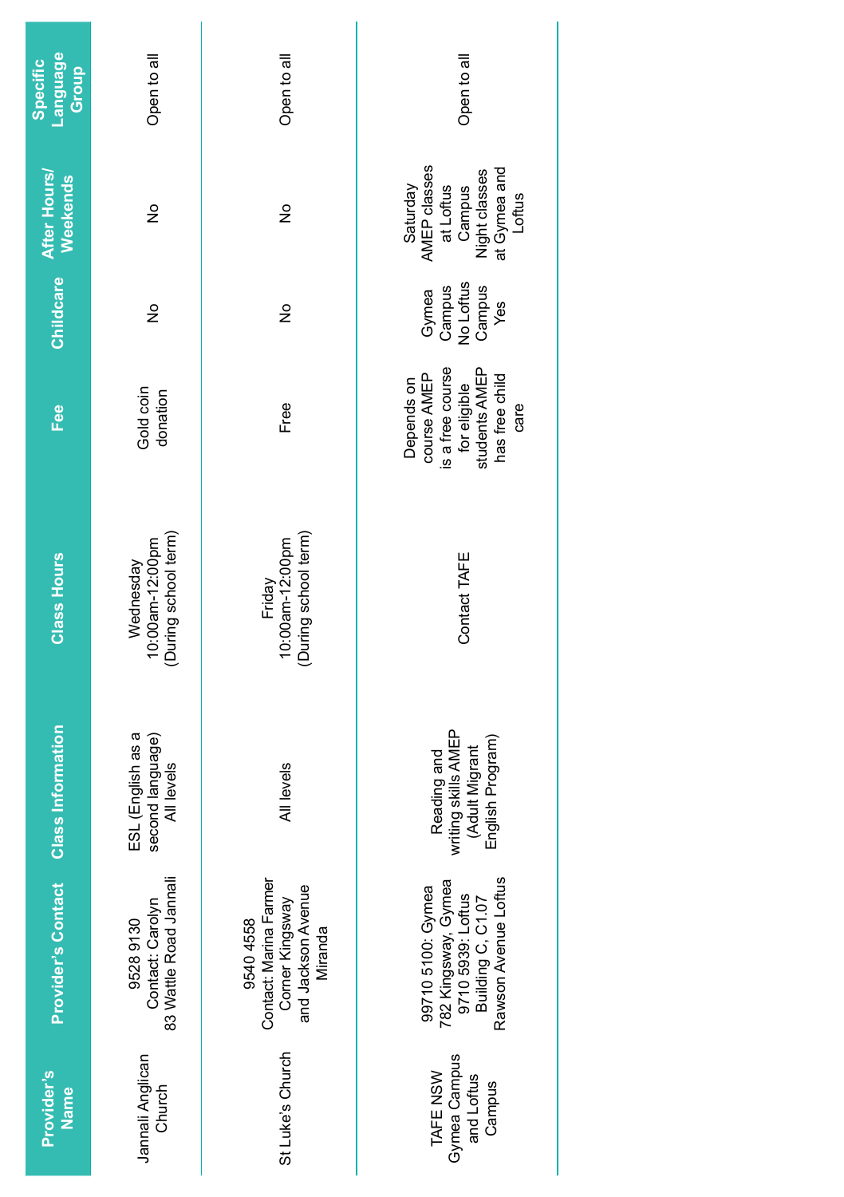| Provider's Name | Provider's Contact | Class Information | Class Hours | Fee | Childcare | After Hours/ Weekends | Specific Language Group |
|---|---|---|---|---|---|---|---|
| Jannali Anglican Church | 9528 9130 Contact: Carolyn 83 Wattle Road Jannali | ESL (English as a second language) All levels | Wednesday 10:00am-12:00pm (During school term) | Gold coin donation | No | No | Open to all |
| St Luke's Church | 9540 4558 Contact: Marina Farmer Corner Kingsway and Jackson Avenue Miranda | All levels | Friday 10:00am-12:00pm (During school term) | Free | No | No | Open to all |
| TAFE NSW Gymea Campus and Loftus Campus | 99710 5100: Gymea 782 Kingsway, Gymea 9710 5939: Loftus Building C, C1.07 Rawson Avenue Loftus | Reading and writing skills AMEP (Adult Migrant English Program) | Contact TAFE | Depends on course AMEP is a free course for eligible students AMEP has free child care | Gymea Campus No Loftus Campus Yes | Saturday AMEP classes at Loftus Campus Night classes at Gymea and Loftus | Open to all |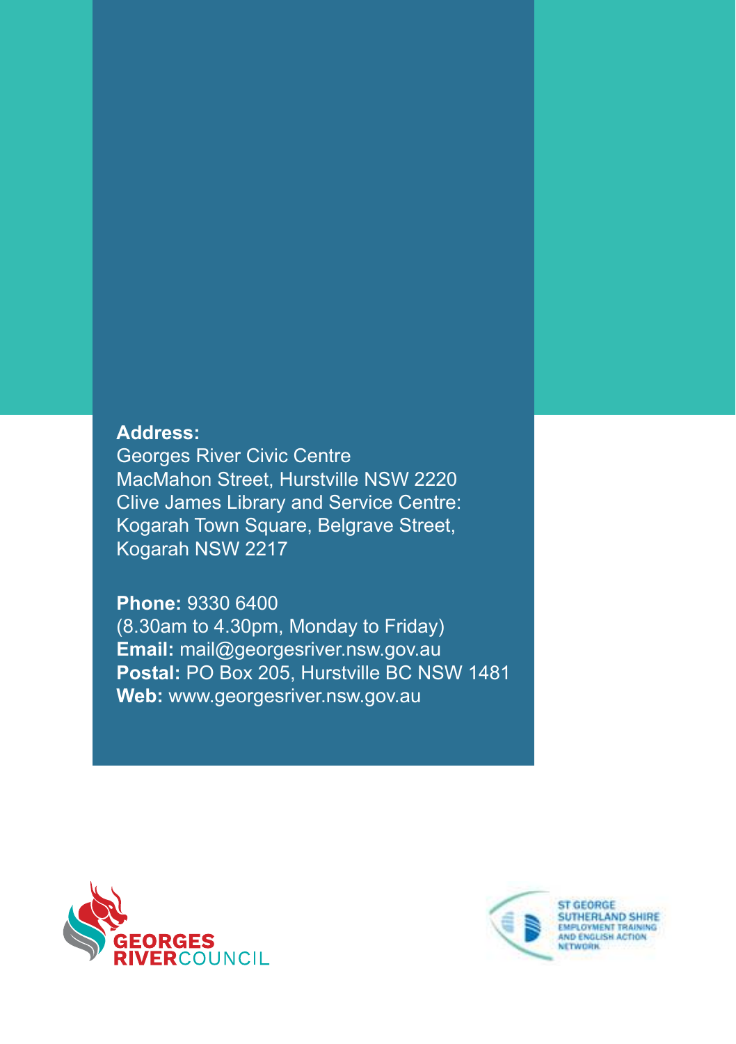**Address:**
Georges River Civic Centre
MacMahon Street, Hurstville NSW 2220
Clive James Library and Service Centre:
Kogarah Town Square, Belgrave Street,
Kogarah NSW 2217

**Phone:** 9330 6400
(8.30am to 4.30pm, Monday to Friday)
**Email:** mail@georgesriver.nsw.gov.au
**Postal:** PO Box 205, Hurstville BC NSW 1481
**Web:** www.georgesriver.nsw.gov.au

GEORGES RIVER COUNCIL

ST GEORGE SUTHERLAND SHIRE EMPLOYMENT TRAINING AND ENGLISH ACTION NETWORK